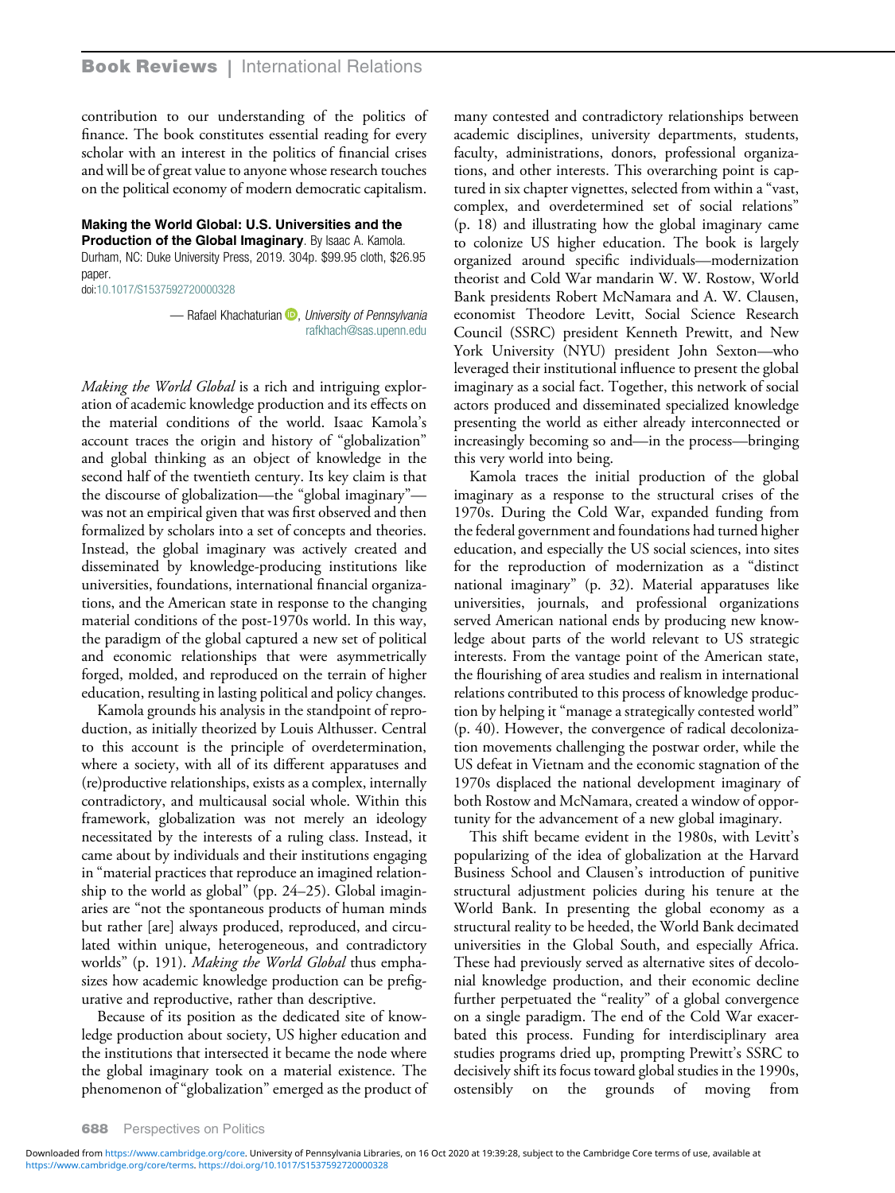contribution to our understanding of the politics of finance. The book constitutes essential reading for every scholar with an interest in the politics of financial crises and will be of great value to anyone whose research touches on the political economy of modern democratic capitalism.

**Making the World Global: U.S. Universities and the Production of the Global Imaginary**. By Isaac A. Kamola. Durham, NC: Duke University Press, 2019. 304p. $99.95 cloth, $26.95 paper.
doi:10.1017/S1537592720000328

— Rafael Khachaturian, *University of Pennsylvania*
rafkhach@sas.upenn.edu

*Making the World Global* is a rich and intriguing exploration of academic knowledge production and its effects on the material conditions of the world. Isaac Kamola's account traces the origin and history of "globalization" and global thinking as an object of knowledge in the second half of the twentieth century. Its key claim is that the discourse of globalization—the "global imaginary"—was not an empirical given that was first observed and then formalized by scholars into a set of concepts and theories. Instead, the global imaginary was actively created and disseminated by knowledge-producing institutions like universities, foundations, international financial organizations, and the American state in response to the changing material conditions of the post-1970s world. In this way, the paradigm of the global captured a new set of political and economic relationships that were asymmetrically forged, molded, and reproduced on the terrain of higher education, resulting in lasting political and policy changes.

Kamola grounds his analysis in the standpoint of reproduction, as initially theorized by Louis Althusser. Central to this account is the principle of overdetermination, where a society, with all of its different apparatuses and (re)productive relationships, exists as a complex, internally contradictory, and multicausal social whole. Within this framework, globalization was not merely an ideology necessitated by the interests of a ruling class. Instead, it came about by individuals and their institutions engaging in "material practices that reproduce an imagined relationship to the world as global" (pp. 24–25). Global imaginaries are "not the spontaneous products of human minds but rather [are] always produced, reproduced, and circulated within unique, heterogeneous, and contradictory worlds" (p. 191). *Making the World Global* thus emphasizes how academic knowledge production can be prefigurative and reproductive, rather than descriptive.

Because of its position as the dedicated site of knowledge production about society, US higher education and the institutions that intersected it became the node where the global imaginary took on a material existence. The phenomenon of "globalization" emerged as the product of many contested and contradictory relationships between academic disciplines, university departments, students, faculty, administrations, donors, professional organizations, and other interests. This overarching point is captured in six chapter vignettes, selected from within a "vast, complex, and overdetermined set of social relations" (p. 18) and illustrating how the global imaginary came to colonize US higher education. The book is largely organized around specific individuals—modernization theorist and Cold War mandarin W. W. Rostow, World Bank presidents Robert McNamara and A. W. Clausen, economist Theodore Levitt, Social Science Research Council (SSRC) president Kenneth Prewitt, and New York University (NYU) president John Sexton—who leveraged their institutional influence to present the global imaginary as a social fact. Together, this network of social actors produced and disseminated specialized knowledge presenting the world as either already interconnected or increasingly becoming so and—in the process—bringing this very world into being.

Kamola traces the initial production of the global imaginary as a response to the structural crises of the 1970s. During the Cold War, expanded funding from the federal government and foundations had turned higher education, and especially the US social sciences, into sites for the reproduction of modernization as a "distinct national imaginary" (p. 32). Material apparatuses like universities, journals, and professional organizations served American national ends by producing new knowledge about parts of the world relevant to US strategic interests. From the vantage point of the American state, the flourishing of area studies and realism in international relations contributed to this process of knowledge production by helping it "manage a strategically contested world" (p. 40). However, the convergence of radical decolonization movements challenging the postwar order, while the US defeat in Vietnam and the economic stagnation of the 1970s displaced the national development imaginary of both Rostow and McNamara, created a window of opportunity for the advancement of a new global imaginary.

This shift became evident in the 1980s, with Levitt's popularizing of the idea of globalization at the Harvard Business School and Clausen's introduction of punitive structural adjustment policies during his tenure at the World Bank. In presenting the global economy as a structural reality to be heeded, the World Bank decimated universities in the Global South, and especially Africa. These had previously served as alternative sites of decolonial knowledge production, and their economic decline further perpetuated the "reality" of a global convergence on a single paradigm. The end of the Cold War exacerbated this process. Funding for interdisciplinary area studies programs dried up, prompting Prewitt's SSRC to decisively shift its focus toward global studies in the 1990s, ostensibly on the grounds of moving from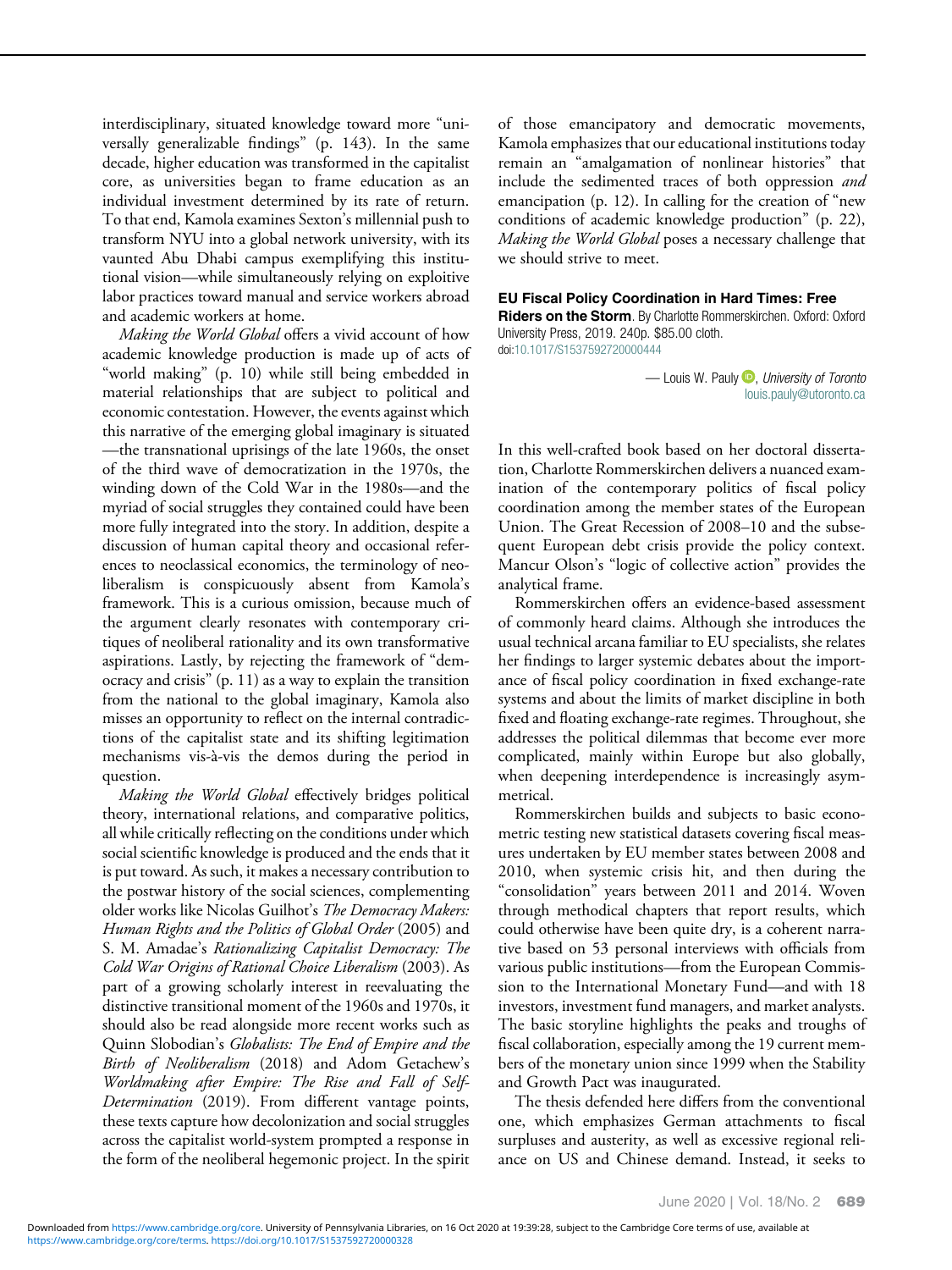interdisciplinary, situated knowledge toward more "universally generalizable findings" (p. 143). In the same decade, higher education was transformed in the capitalist core, as universities began to frame education as an individual investment determined by its rate of return. To that end, Kamola examines Sexton's millennial push to transform NYU into a global network university, with its vaunted Abu Dhabi campus exemplifying this institutional vision—while simultaneously relying on exploitive labor practices toward manual and service workers abroad and academic workers at home.

*Making the World Global* offers a vivid account of how academic knowledge production is made up of acts of "world making" (p. 10) while still being embedded in material relationships that are subject to political and economic contestation. However, the events against which this narrative of the emerging global imaginary is situated —the transnational uprisings of the late 1960s, the onset of the third wave of democratization in the 1970s, the winding down of the Cold War in the 1980s—and the myriad of social struggles they contained could have been more fully integrated into the story. In addition, despite a discussion of human capital theory and occasional references to neoclassical economics, the terminology of neoliberalism is conspicuously absent from Kamola's framework. This is a curious omission, because much of the argument clearly resonates with contemporary critiques of neoliberal rationality and its own transformative aspirations. Lastly, by rejecting the framework of "democracy and crisis" (p. 11) as a way to explain the transition from the national to the global imaginary, Kamola also misses an opportunity to reflect on the internal contradictions of the capitalist state and its shifting legitimation mechanisms vis-à-vis the demos during the period in question.

*Making the World Global* effectively bridges political theory, international relations, and comparative politics, all while critically reflecting on the conditions under which social scientific knowledge is produced and the ends that it is put toward. As such, it makes a necessary contribution to the postwar history of the social sciences, complementing older works like Nicolas Guilhot's *The Democracy Makers: Human Rights and the Politics of Global Order* (2005) and S. M. Amadae's *Rationalizing Capitalist Democracy: The Cold War Origins of Rational Choice Liberalism* (2003). As part of a growing scholarly interest in reevaluating the distinctive transitional moment of the 1960s and 1970s, it should also be read alongside more recent works such as Quinn Slobodian's *Globalists: The End of Empire and the Birth of Neoliberalism* (2018) and Adom Getachew's *Worldmaking after Empire: The Rise and Fall of Self-Determination* (2019). From different vantage points, these texts capture how decolonization and social struggles across the capitalist world-system prompted a response in the form of the neoliberal hegemonic project. In the spirit of those emancipatory and democratic movements, Kamola emphasizes that our educational institutions today remain an "amalgamation of nonlinear histories" that include the sedimented traces of both oppression *and* emancipation (p. 12). In calling for the creation of "new conditions of academic knowledge production" (p. 22), *Making the World Global* poses a necessary challenge that we should strive to meet.

**EU Fiscal Policy Coordination in Hard Times: Free Riders on the Storm**. By Charlotte Rommerskirchen. Oxford: Oxford University Press, 2019. 240p. $85.00 cloth.
doi:10.1017/S1537592720000444

— Louis W. Pauly, *University of Toronto*
louis.pauly@utoronto.ca

In this well-crafted book based on her doctoral dissertation, Charlotte Rommerskirchen delivers a nuanced examination of the contemporary politics of fiscal policy coordination among the member states of the European Union. The Great Recession of 2008–10 and the subsequent European debt crisis provide the policy context. Mancur Olson's "logic of collective action" provides the analytical frame.

Rommerskirchen offers an evidence-based assessment of commonly heard claims. Although she introduces the usual technical arcana familiar to EU specialists, she relates her findings to larger systemic debates about the importance of fiscal policy coordination in fixed exchange-rate systems and about the limits of market discipline in both fixed and floating exchange-rate regimes. Throughout, she addresses the political dilemmas that become ever more complicated, mainly within Europe but also globally, when deepening interdependence is increasingly asymmetrical.

Rommerskirchen builds and subjects to basic econometric testing new statistical datasets covering fiscal measures undertaken by EU member states between 2008 and 2010, when systemic crisis hit, and then during the "consolidation" years between 2011 and 2014. Woven through methodical chapters that report results, which could otherwise have been quite dry, is a coherent narrative based on 53 personal interviews with officials from various public institutions—from the European Commission to the International Monetary Fund—and with 18 investors, investment fund managers, and market analysts. The basic storyline highlights the peaks and troughs of fiscal collaboration, especially among the 19 current members of the monetary union since 1999 when the Stability and Growth Pact was inaugurated.

The thesis defended here differs from the conventional one, which emphasizes German attachments to fiscal surpluses and austerity, as well as excessive regional reliance on US and Chinese demand. Instead, it seeks to